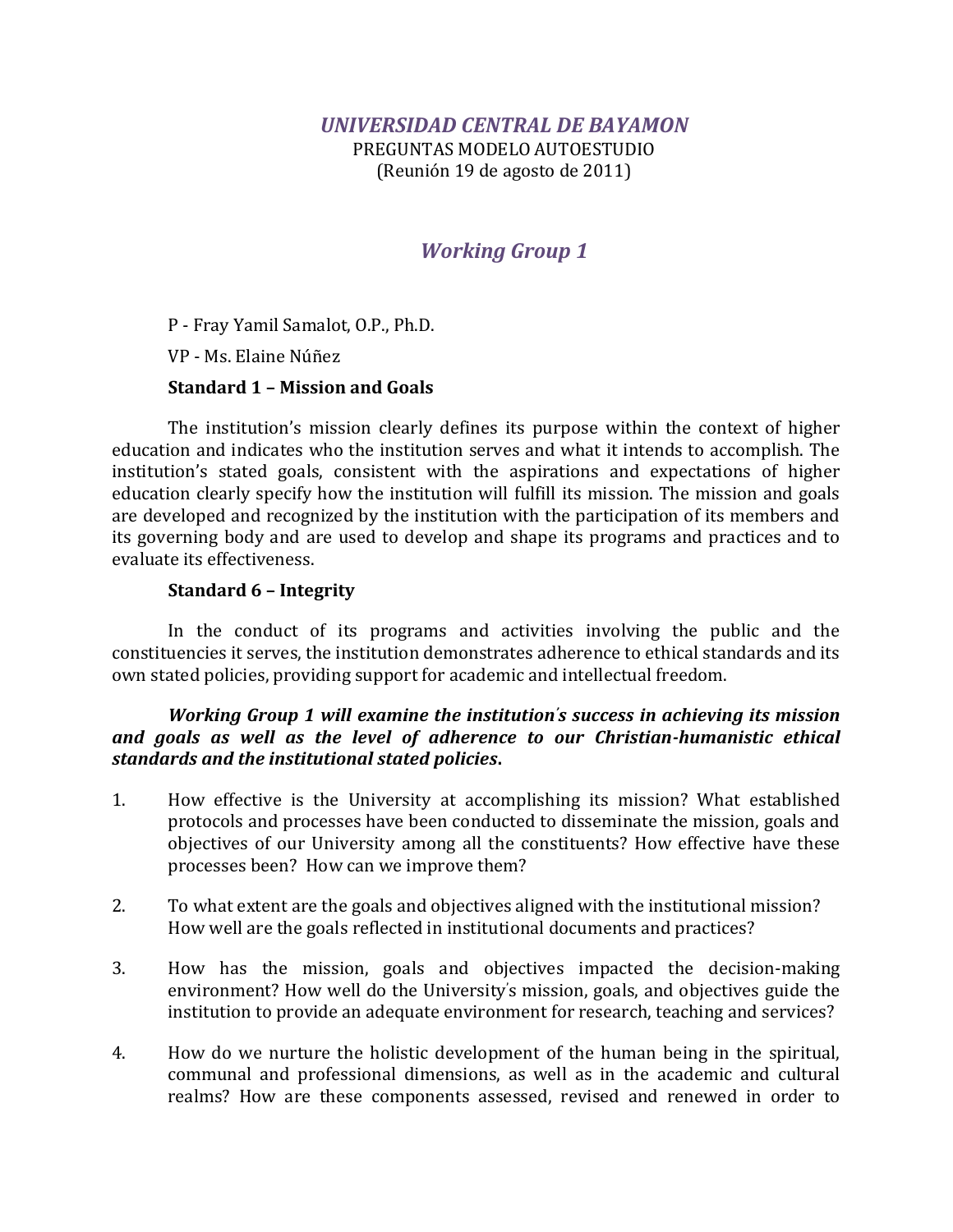# *UNIVERSIDAD CENTRAL DE BAYAMON*

PREGUNTAS MODELO AUTOESTUDIO
(Reunión 19 de agosto de 2011)

## *Working Group 1*

P - Fray Yamil Samalot, O.P., Ph.D.

VP - Ms. Elaine Núñez

**Standard 1 – Mission and Goals**

The institution's mission clearly defines its purpose within the context of higher education and indicates who the institution serves and what it intends to accomplish. The institution's stated goals, consistent with the aspirations and expectations of higher education clearly specify how the institution will fulfill its mission. The mission and goals are developed and recognized by the institution with the participation of its members and its governing body and are used to develop and shape its programs and practices and to evaluate its effectiveness.

**Standard 6 – Integrity**

In the conduct of its programs and activities involving the public and the constituencies it serves, the institution demonstrates adherence to ethical standards and its own stated policies, providing support for academic and intellectual freedom.

***Working Group 1 will examine the institution's success in achieving its mission and goals as well as the level of adherence to our Christian-humanistic ethical standards and the institutional stated policies.***

1. How effective is the University at accomplishing its mission? What established protocols and processes have been conducted to disseminate the mission, goals and objectives of our University among all the constituents? How effective have these processes been? How can we improve them?

2. To what extent are the goals and objectives aligned with the institutional mission? How well are the goals reflected in institutional documents and practices?

3. How has the mission, goals and objectives impacted the decision-making environment? How well do the University's mission, goals, and objectives guide the institution to provide an adequate environment for research, teaching and services?

4. How do we nurture the holistic development of the human being in the spiritual, communal and professional dimensions, as well as in the academic and cultural realms? How are these components assessed, revised and renewed in order to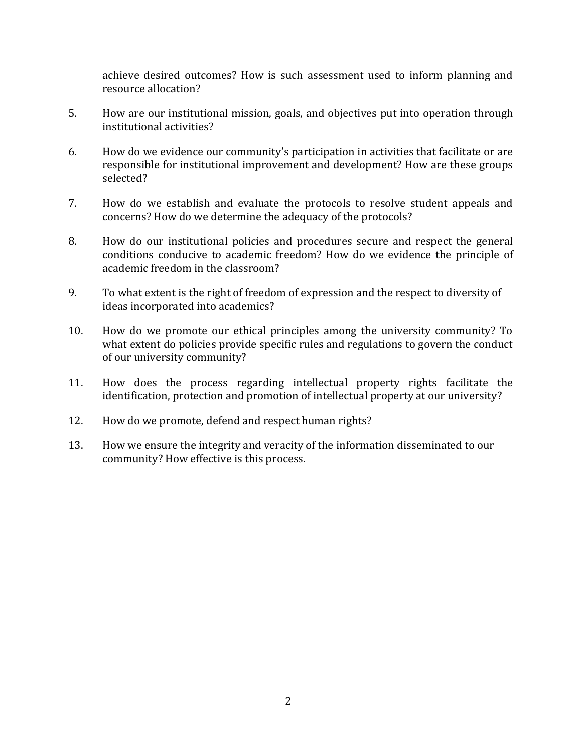achieve desired outcomes? How is such assessment used to inform planning and resource allocation?

5. How are our institutional mission, goals, and objectives put into operation through institutional activities?

6. How do we evidence our community's participation in activities that facilitate or are responsible for institutional improvement and development? How are these groups selected?

7. How do we establish and evaluate the protocols to resolve student appeals and concerns? How do we determine the adequacy of the protocols?

8. How do our institutional policies and procedures secure and respect the general conditions conducive to academic freedom? How do we evidence the principle of academic freedom in the classroom?

9. To what extent is the right of freedom of expression and the respect to diversity of ideas incorporated into academics?

10. How do we promote our ethical principles among the university community? To what extent do policies provide specific rules and regulations to govern the conduct of our university community?

11. How does the process regarding intellectual property rights facilitate the identification, protection and promotion of intellectual property at our university?

12. How do we promote, defend and respect human rights?

13. How we ensure the integrity and veracity of the information disseminated to our community? How effective is this process.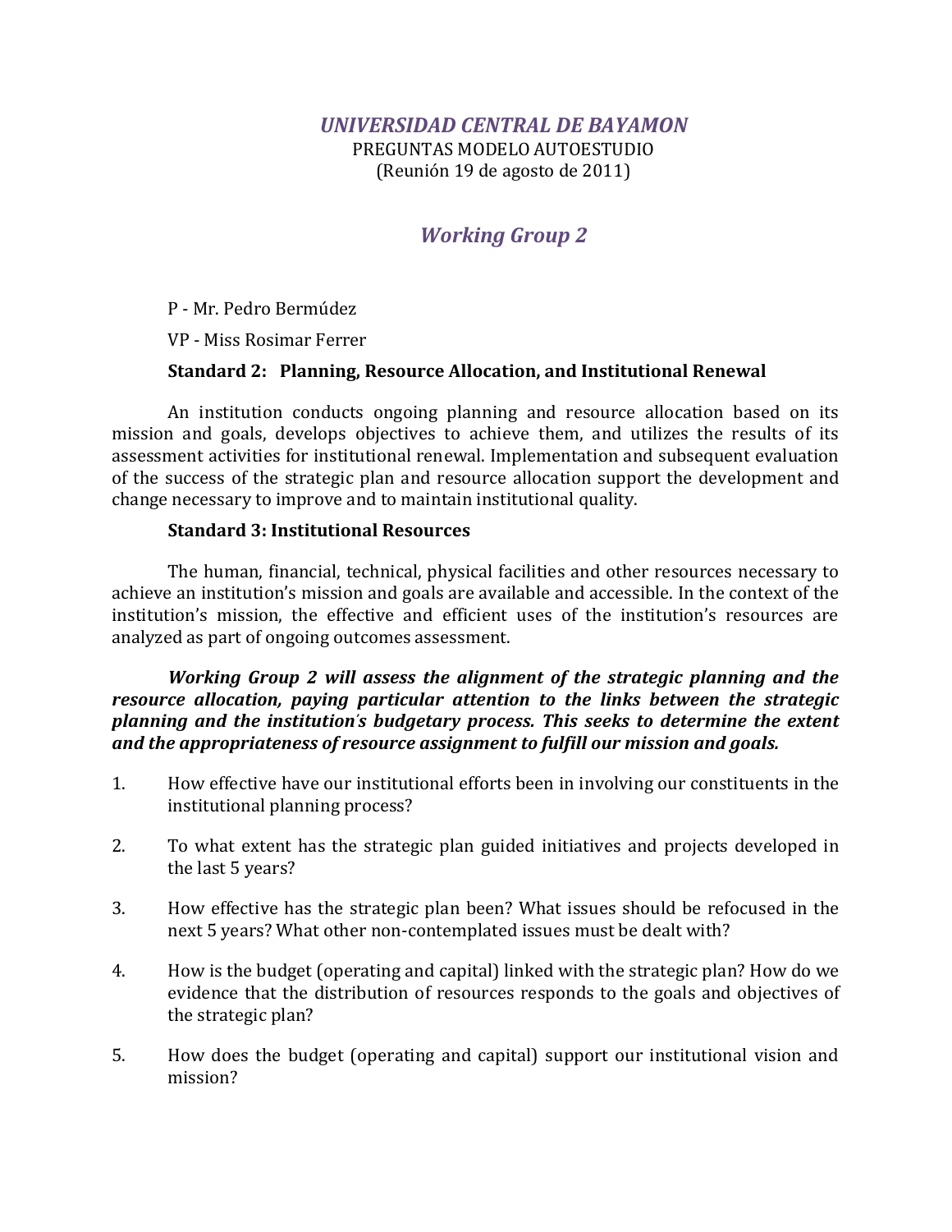# *UNIVERSIDAD CENTRAL DE BAYAMON*

PREGUNTAS MODELO AUTOESTUDIO
(Reunión 19 de agosto de 2011)

## *Working Group 2*

P - Mr. Pedro Bermúdez

VP - Miss Rosimar Ferrer

**Standard 2: Planning, Resource Allocation, and Institutional Renewal**

An institution conducts ongoing planning and resource allocation based on its mission and goals, develops objectives to achieve them, and utilizes the results of its assessment activities for institutional renewal. Implementation and subsequent evaluation of the success of the strategic plan and resource allocation support the development and change necessary to improve and to maintain institutional quality.

**Standard 3: Institutional Resources**

The human, financial, technical, physical facilities and other resources necessary to achieve an institution's mission and goals are available and accessible. In the context of the institution's mission, the effective and efficient uses of the institution's resources are analyzed as part of ongoing outcomes assessment.

***Working Group 2 will assess the alignment of the strategic planning and the resource allocation, paying particular attention to the links between the strategic planning and the institution's budgetary process. This seeks to determine the extent and the appropriateness of resource assignment to fulfill our mission and goals.***

1. How effective have our institutional efforts been in involving our constituents in the institutional planning process?
2. To what extent has the strategic plan guided initiatives and projects developed in the last 5 years?
3. How effective has the strategic plan been? What issues should be refocused in the next 5 years? What other non-contemplated issues must be dealt with?
4. How is the budget (operating and capital) linked with the strategic plan? How do we evidence that the distribution of resources responds to the goals and objectives of the strategic plan?
5. How does the budget (operating and capital) support our institutional vision and mission?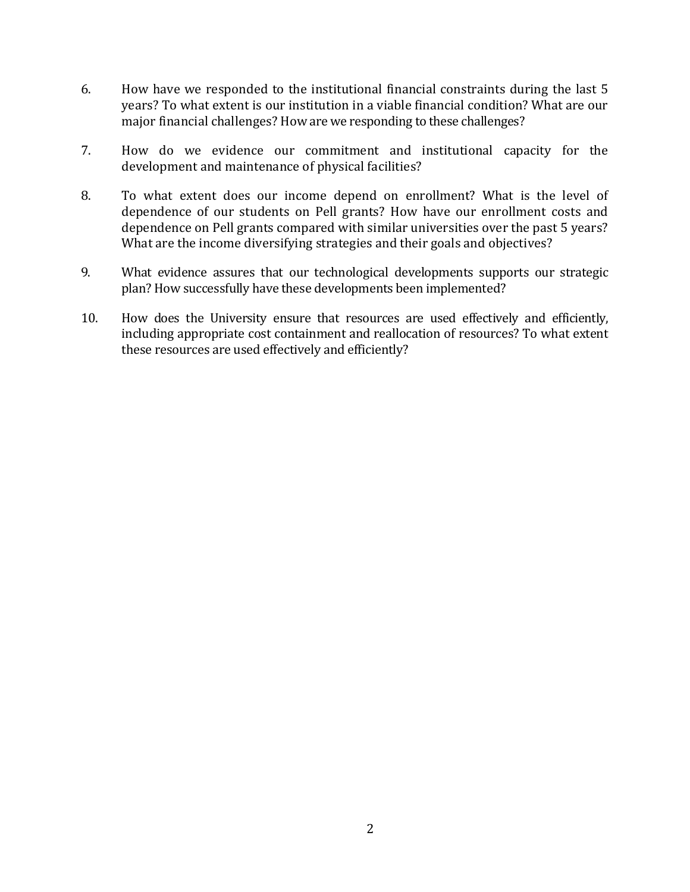6. How have we responded to the institutional financial constraints during the last 5 years? To what extent is our institution in a viable financial condition? What are our major financial challenges? How are we responding to these challenges?

7. How do we evidence our commitment and institutional capacity for the development and maintenance of physical facilities?

8. To what extent does our income depend on enrollment? What is the level of dependence of our students on Pell grants? How have our enrollment costs and dependence on Pell grants compared with similar universities over the past 5 years? What are the income diversifying strategies and their goals and objectives?

9. What evidence assures that our technological developments supports our strategic plan? How successfully have these developments been implemented?

10. How does the University ensure that resources are used effectively and efficiently, including appropriate cost containment and reallocation of resources? To what extent these resources are used effectively and efficiently?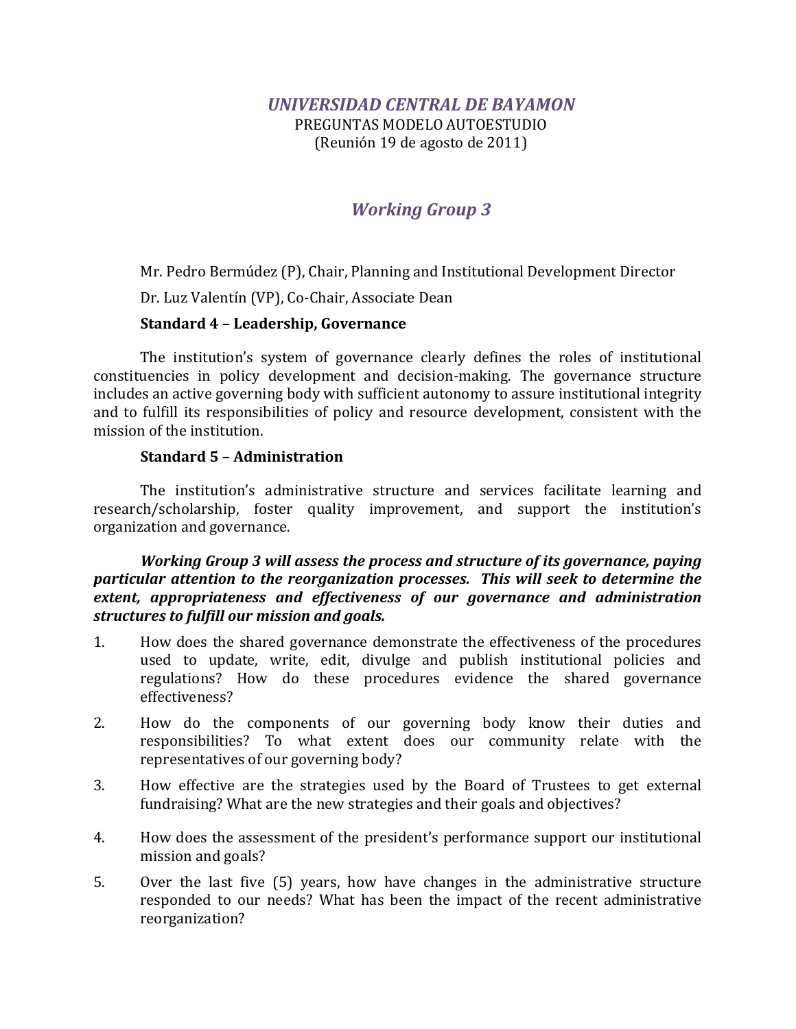*UNIVERSIDAD CENTRAL DE BAYAMON*

PREGUNTAS MODELO AUTOESTUDIO

(Reunión 19 de agosto de 2011)

## *Working Group 3*

Mr. Pedro Bermúdez (P), Chair, Planning and Institutional Development Director

Dr. Luz Valentín (VP), Co-Chair, Associate Dean

**Standard 4 – Leadership, Governance**

The institution's system of governance clearly defines the roles of institutional constituencies in policy development and decision-making. The governance structure includes an active governing body with sufficient autonomy to assure institutional integrity and to fulfill its responsibilities of policy and resource development, consistent with the mission of the institution.

**Standard 5 – Administration**

The institution's administrative structure and services facilitate learning and research/scholarship, foster quality improvement, and support the institution's organization and governance.

***Working Group 3 will assess the process and structure of its governance, paying particular attention to the reorganization processes. This will seek to determine the extent, appropriateness and effectiveness of our governance and administration structures to fulfill our mission and goals.***

1. How does the shared governance demonstrate the effectiveness of the procedures used to update, write, edit, divulge and publish institutional policies and regulations? How do these procedures evidence the shared governance effectiveness?
2. How do the components of our governing body know their duties and responsibilities? To what extent does our community relate with the representatives of our governing body?
3. How effective are the strategies used by the Board of Trustees to get external fundraising? What are the new strategies and their goals and objectives?
4. How does the assessment of the president's performance support our institutional mission and goals?
5. Over the last five (5) years, how have changes in the administrative structure responded to our needs? What has been the impact of the recent administrative reorganization?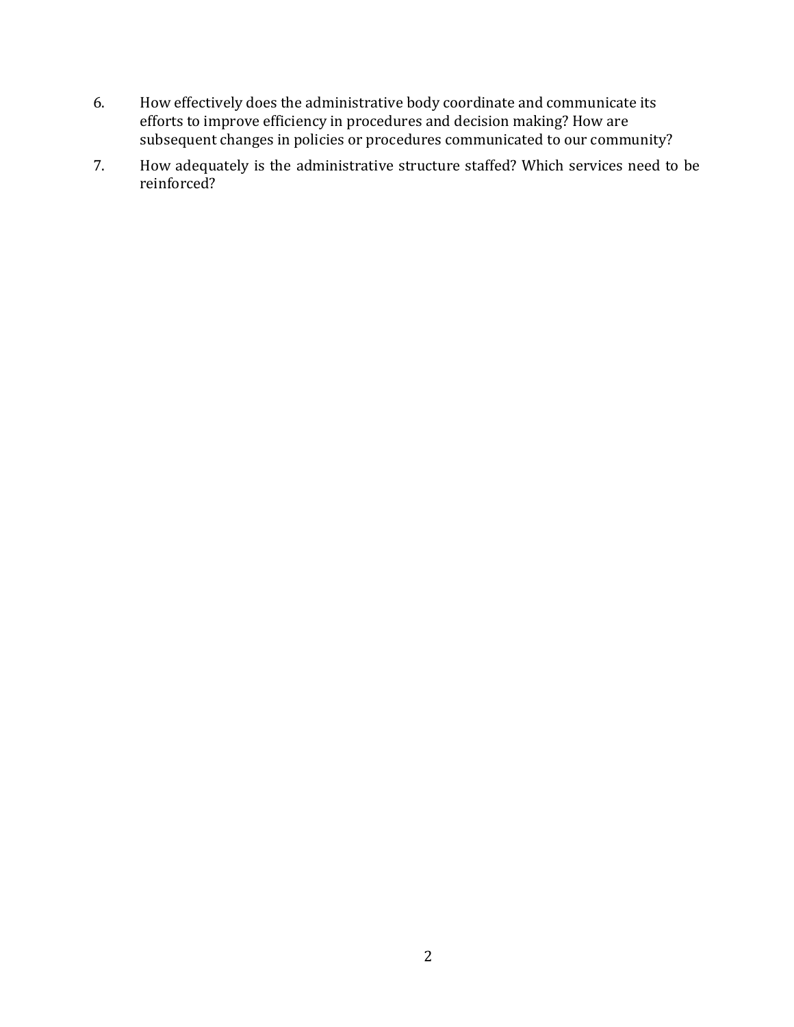6. How effectively does the administrative body coordinate and communicate its efforts to improve efficiency in procedures and decision making? How are subsequent changes in policies or procedures communicated to our community?
7. How adequately is the administrative structure staffed? Which services need to be reinforced?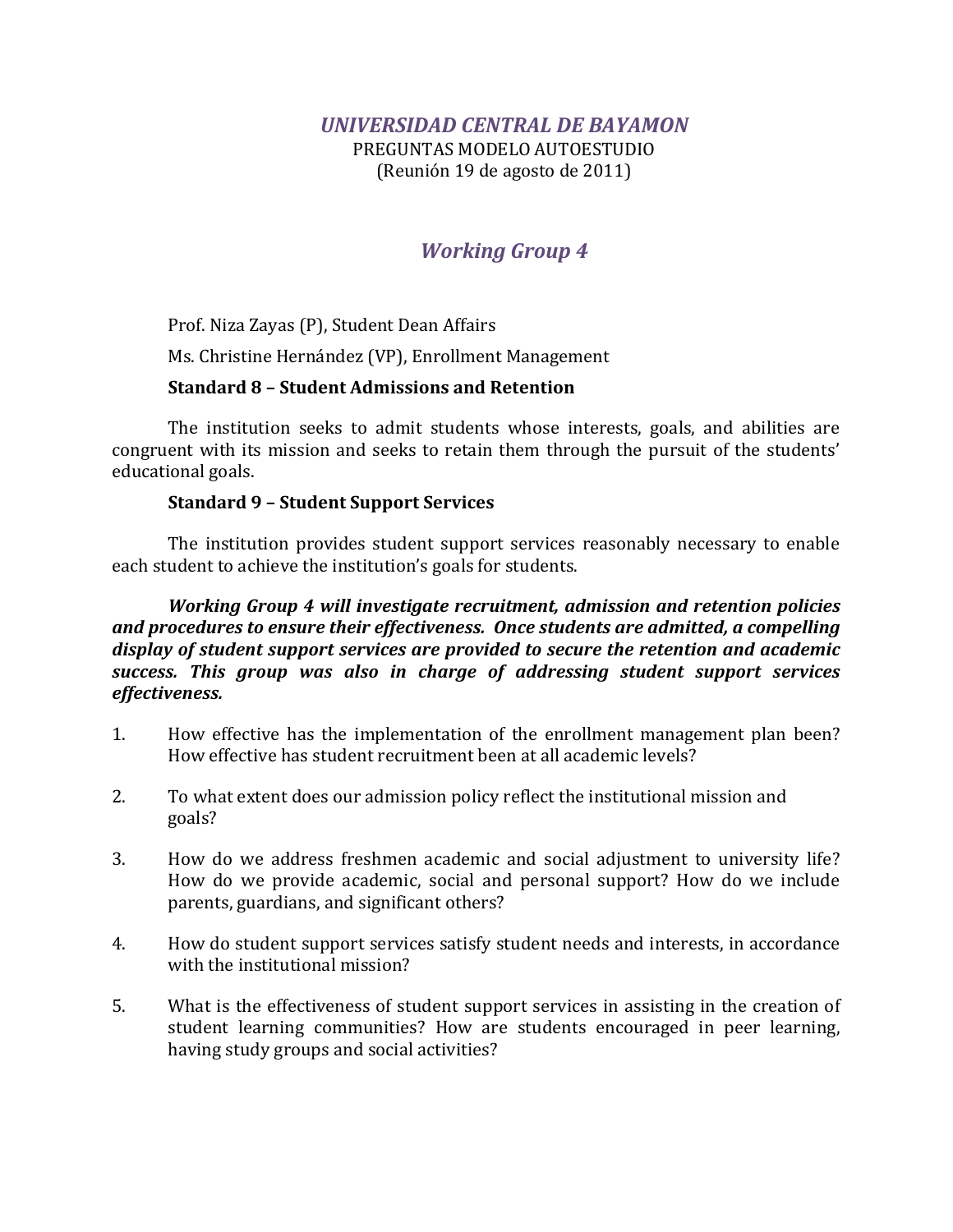# *UNIVERSIDAD CENTRAL DE BAYAMON*

PREGUNTAS MODELO AUTOESTUDIO
(Reunión 19 de agosto de 2011)

## *Working Group 4*

Prof. Niza Zayas (P), Student Dean Affairs

Ms. Christine Hernández (VP), Enrollment Management

**Standard 8 – Student Admissions and Retention**

The institution seeks to admit students whose interests, goals, and abilities are congruent with its mission and seeks to retain them through the pursuit of the students' educational goals.

**Standard 9 – Student Support Services**

The institution provides student support services reasonably necessary to enable each student to achieve the institution's goals for students.

***Working Group 4 will investigate recruitment, admission and retention policies and procedures to ensure their effectiveness. Once students are admitted, a compelling display of student support services are provided to secure the retention and academic success. This group was also in charge of addressing student support services effectiveness.***

1. How effective has the implementation of the enrollment management plan been? How effective has student recruitment been at all academic levels?

2. To what extent does our admission policy reflect the institutional mission and goals?

3. How do we address freshmen academic and social adjustment to university life? How do we provide academic, social and personal support? How do we include parents, guardians, and significant others?

4. How do student support services satisfy student needs and interests, in accordance with the institutional mission?

5. What is the effectiveness of student support services in assisting in the creation of student learning communities? How are students encouraged in peer learning, having study groups and social activities?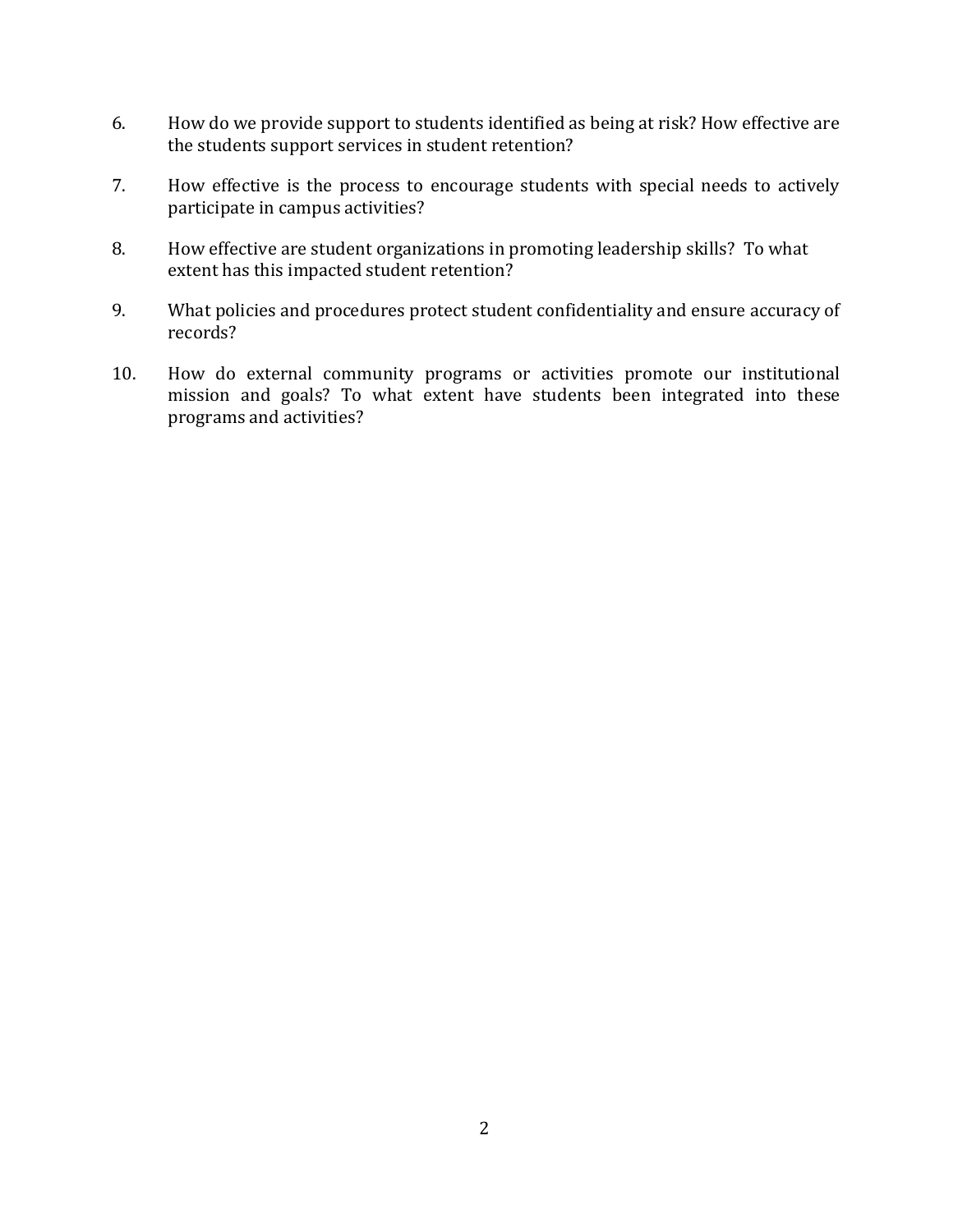6. How do we provide support to students identified as being at risk? How effective are the students support services in student retention?

7. How effective is the process to encourage students with special needs to actively participate in campus activities?

8. How effective are student organizations in promoting leadership skills? To what extent has this impacted student retention?

9. What policies and procedures protect student confidentiality and ensure accuracy of records?

10. How do external community programs or activities promote our institutional mission and goals? To what extent have students been integrated into these programs and activities?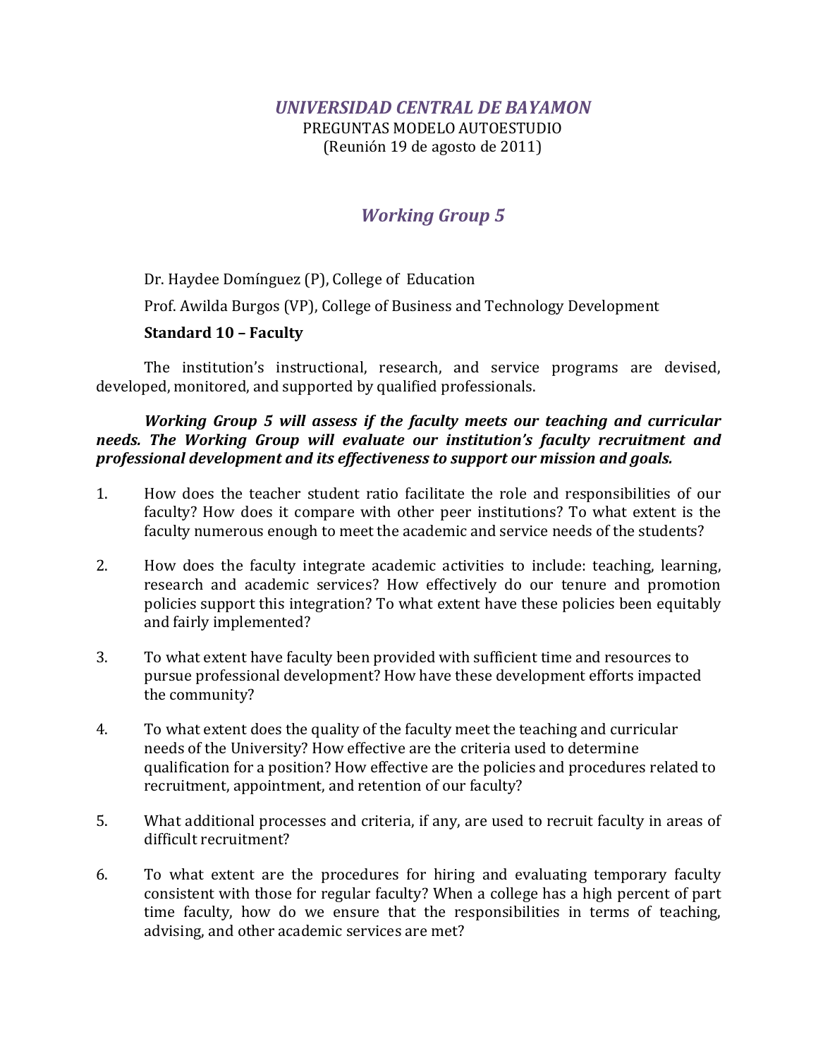# *UNIVERSIDAD CENTRAL DE BAYAMON*

PREGUNTAS MODELO AUTOESTUDIO
(Reunión 19 de agosto de 2011)

## *Working Group 5*

Dr. Haydee Domínguez (P), College of Education

Prof. Awilda Burgos (VP), College of Business and Technology Development

**Standard 10 – Faculty**

The institution's instructional, research, and service programs are devised, developed, monitored, and supported by qualified professionals.

***Working Group 5 will assess if the faculty meets our teaching and curricular needs. The Working Group will evaluate our institution's faculty recruitment and professional development and its effectiveness to support our mission and goals.***

1. How does the teacher student ratio facilitate the role and responsibilities of our faculty? How does it compare with other peer institutions? To what extent is the faculty numerous enough to meet the academic and service needs of the students?

2. How does the faculty integrate academic activities to include: teaching, learning, research and academic services? How effectively do our tenure and promotion policies support this integration? To what extent have these policies been equitably and fairly implemented?

3. To what extent have faculty been provided with sufficient time and resources to pursue professional development? How have these development efforts impacted the community?

4. To what extent does the quality of the faculty meet the teaching and curricular needs of the University? How effective are the criteria used to determine qualification for a position? How effective are the policies and procedures related to recruitment, appointment, and retention of our faculty?

5. What additional processes and criteria, if any, are used to recruit faculty in areas of difficult recruitment?

6. To what extent are the procedures for hiring and evaluating temporary faculty consistent with those for regular faculty? When a college has a high percent of part time faculty, how do we ensure that the responsibilities in terms of teaching, advising, and other academic services are met?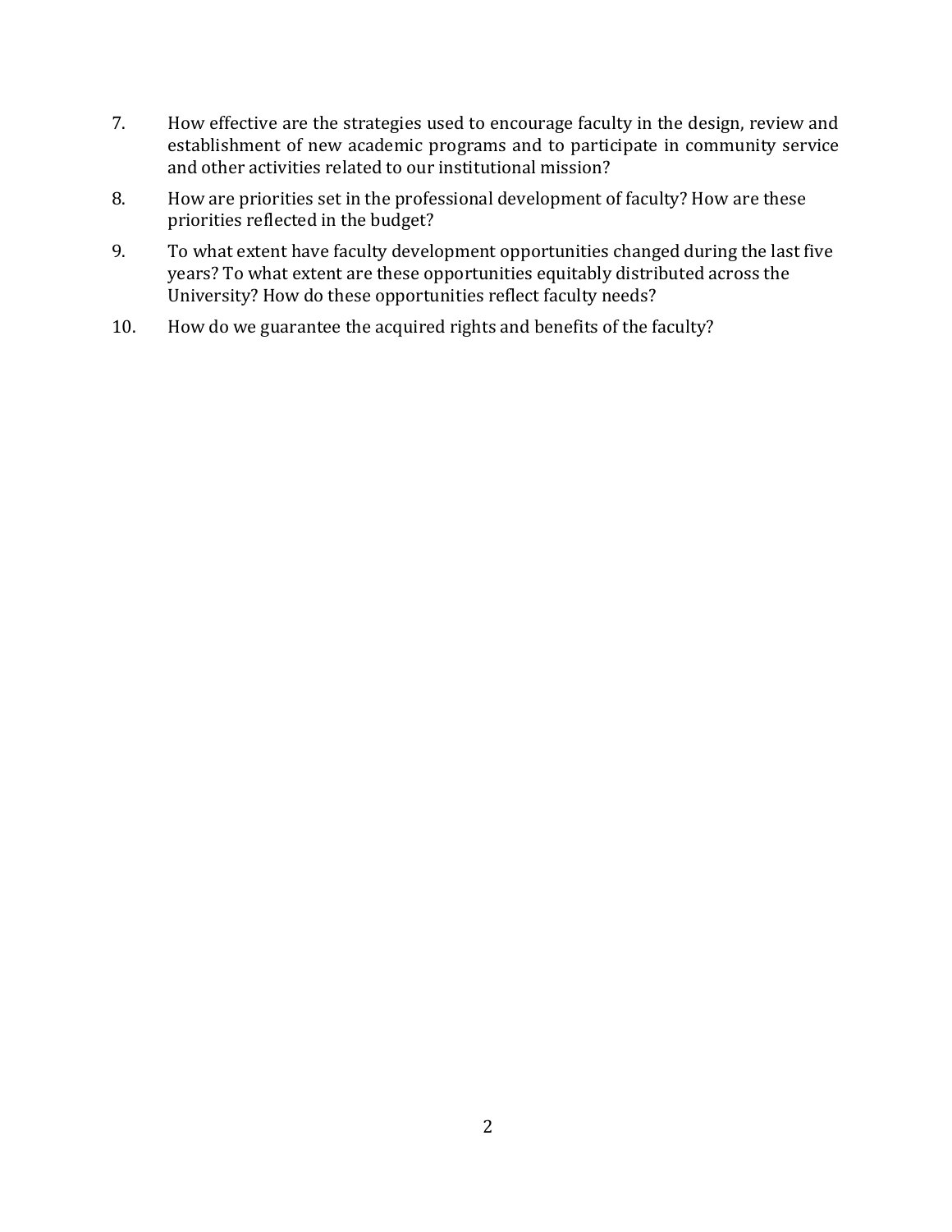7. How effective are the strategies used to encourage faculty in the design, review and establishment of new academic programs and to participate in community service and other activities related to our institutional mission?

8. How are priorities set in the professional development of faculty? How are these priorities reflected in the budget?

9. To what extent have faculty development opportunities changed during the last five years? To what extent are these opportunities equitably distributed across the University? How do these opportunities reflect faculty needs?

10. How do we guarantee the acquired rights and benefits of the faculty?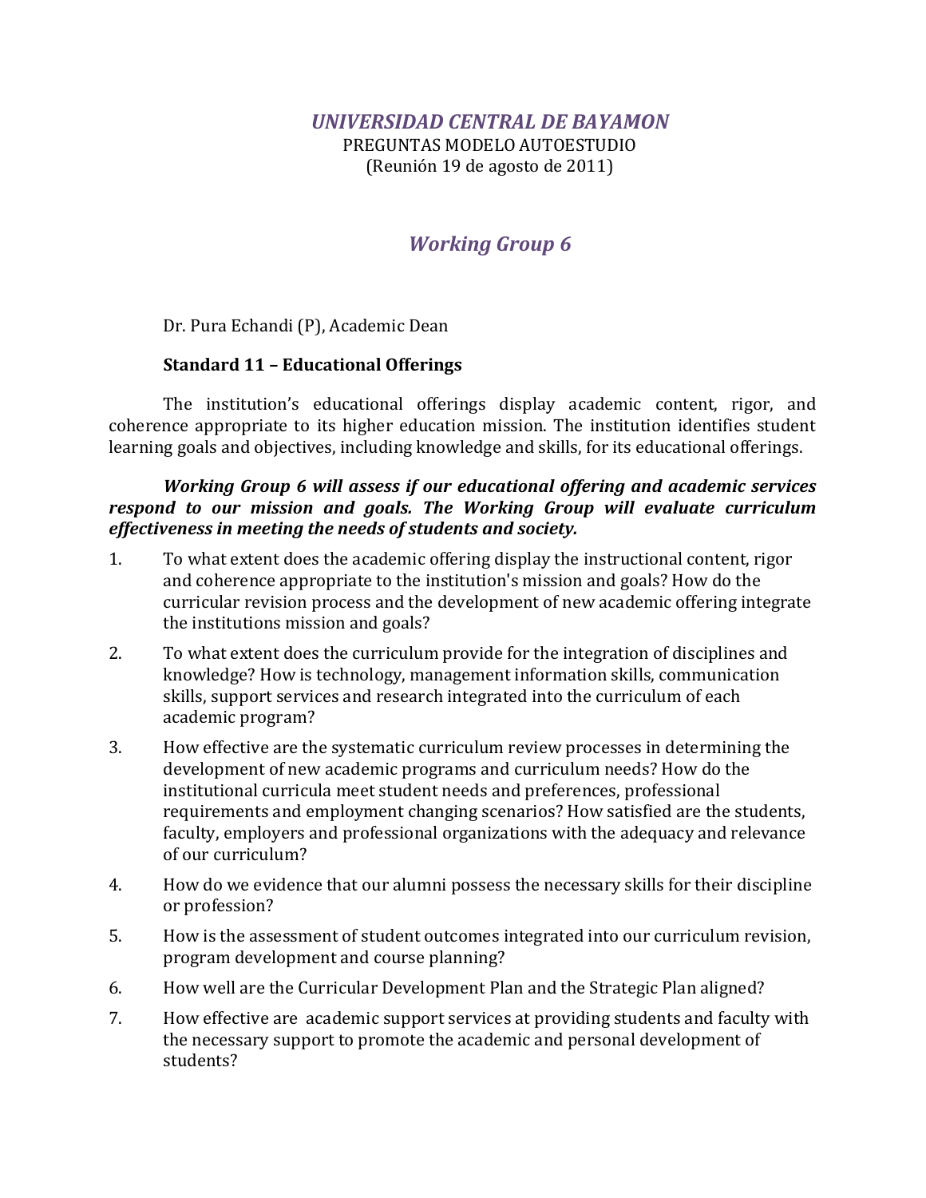*UNIVERSIDAD CENTRAL DE BAYAMON*

PREGUNTAS MODELO AUTOESTUDIO

(Reunión 19 de agosto de 2011)

## *Working Group 6*

Dr. Pura Echandi (P), Academic Dean

**Standard 11 – Educational Offerings**

The institution's educational offerings display academic content, rigor, and coherence appropriate to its higher education mission. The institution identifies student learning goals and objectives, including knowledge and skills, for its educational offerings.

***Working Group 6 will assess if our educational offering and academic services respond to our mission and goals. The Working Group will evaluate curriculum effectiveness in meeting the needs of students and society.***

1. To what extent does the academic offering display the instructional content, rigor and coherence appropriate to the institution's mission and goals? How do the curricular revision process and the development of new academic offering integrate the institutions mission and goals?
2. To what extent does the curriculum provide for the integration of disciplines and knowledge? How is technology, management information skills, communication skills, support services and research integrated into the curriculum of each academic program?
3. How effective are the systematic curriculum review processes in determining the development of new academic programs and curriculum needs? How do the institutional curricula meet student needs and preferences, professional requirements and employment changing scenarios? How satisfied are the students, faculty, employers and professional organizations with the adequacy and relevance of our curriculum?
4. How do we evidence that our alumni possess the necessary skills for their discipline or profession?
5. How is the assessment of student outcomes integrated into our curriculum revision, program development and course planning?
6. How well are the Curricular Development Plan and the Strategic Plan aligned?
7. How effective are academic support services at providing students and faculty with the necessary support to promote the academic and personal development of students?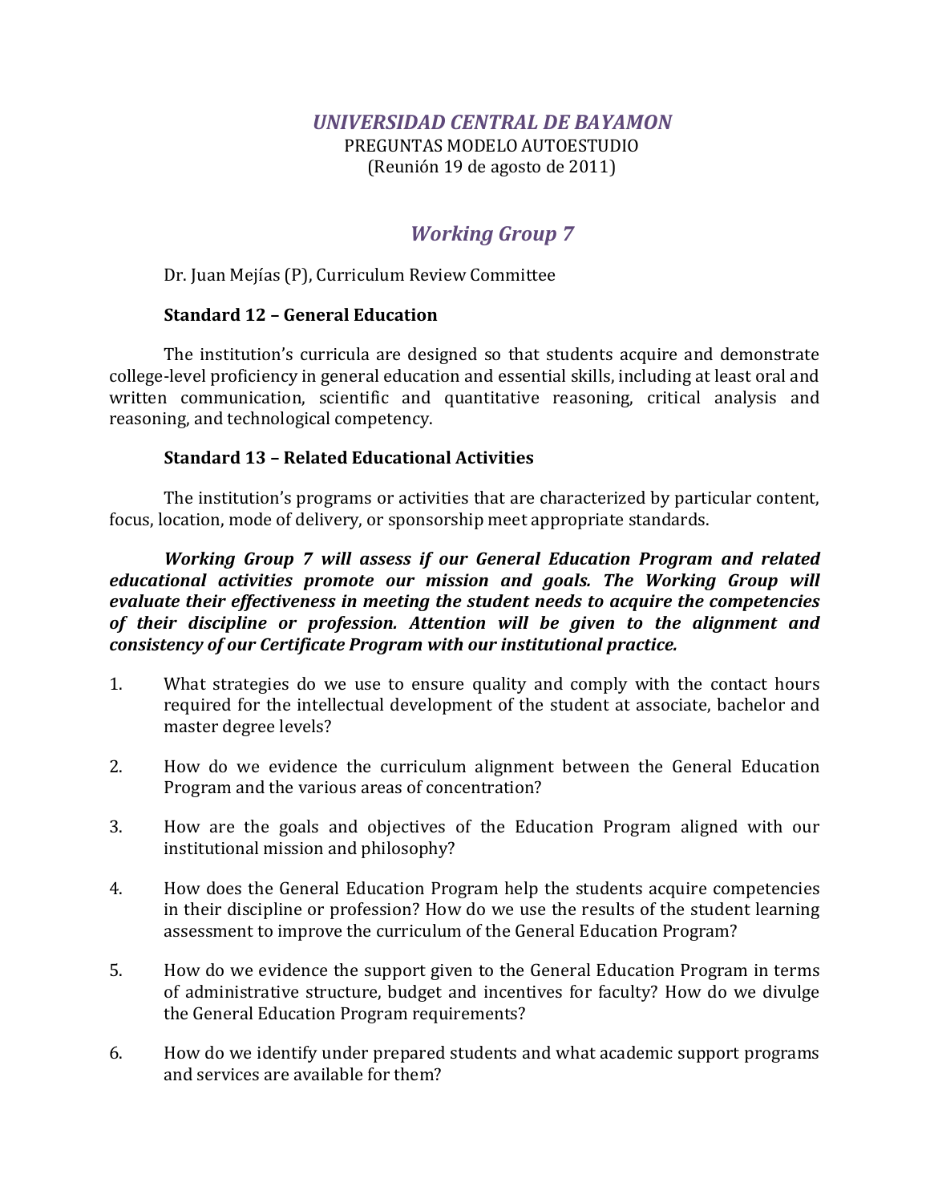# *UNIVERSIDAD CENTRAL DE BAYAMON*

PREGUNTAS MODELO AUTOESTUDIO
(Reunión 19 de agosto de 2011)

## *Working Group 7*

Dr. Juan Mejías (P), Curriculum Review Committee

**Standard 12 – General Education**

The institution's curricula are designed so that students acquire and demonstrate college-level proficiency in general education and essential skills, including at least oral and written communication, scientific and quantitative reasoning, critical analysis and reasoning, and technological competency.

**Standard 13 – Related Educational Activities**

The institution's programs or activities that are characterized by particular content, focus, location, mode of delivery, or sponsorship meet appropriate standards.

***Working Group 7 will assess if our General Education Program and related educational activities promote our mission and goals. The Working Group will evaluate their effectiveness in meeting the student needs to acquire the competencies of their discipline or profession. Attention will be given to the alignment and consistency of our Certificate Program with our institutional practice.***

1. What strategies do we use to ensure quality and comply with the contact hours required for the intellectual development of the student at associate, bachelor and master degree levels?

2. How do we evidence the curriculum alignment between the General Education Program and the various areas of concentration?

3. How are the goals and objectives of the Education Program aligned with our institutional mission and philosophy?

4. How does the General Education Program help the students acquire competencies in their discipline or profession? How do we use the results of the student learning assessment to improve the curriculum of the General Education Program?

5. How do we evidence the support given to the General Education Program in terms of administrative structure, budget and incentives for faculty? How do we divulge the General Education Program requirements?

6. How do we identify under prepared students and what academic support programs and services are available for them?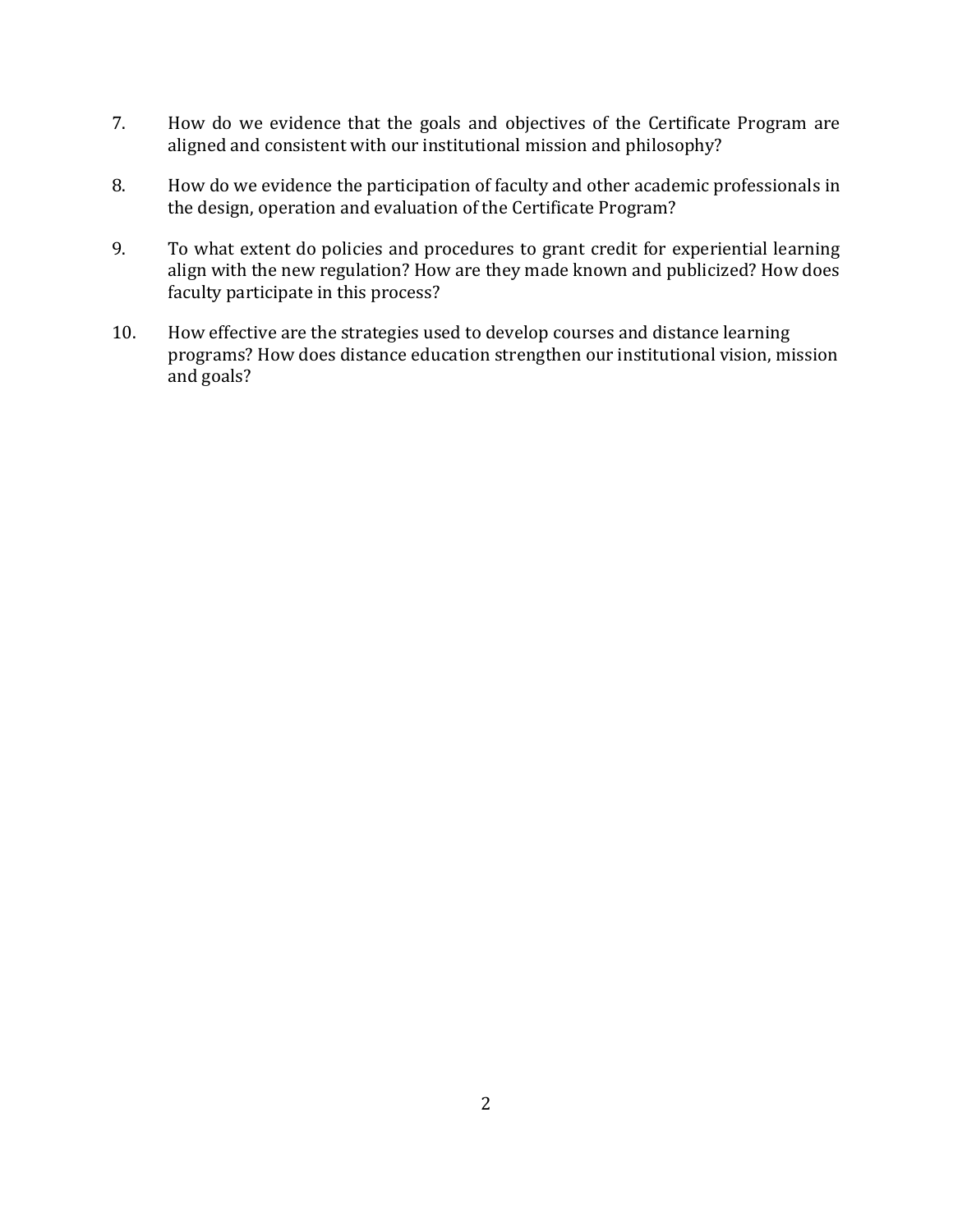7. How do we evidence that the goals and objectives of the Certificate Program are aligned and consistent with our institutional mission and philosophy?

8. How do we evidence the participation of faculty and other academic professionals in the design, operation and evaluation of the Certificate Program?

9. To what extent do policies and procedures to grant credit for experiential learning align with the new regulation? How are they made known and publicized? How does faculty participate in this process?

10. How effective are the strategies used to develop courses and distance learning programs? How does distance education strengthen our institutional vision, mission and goals?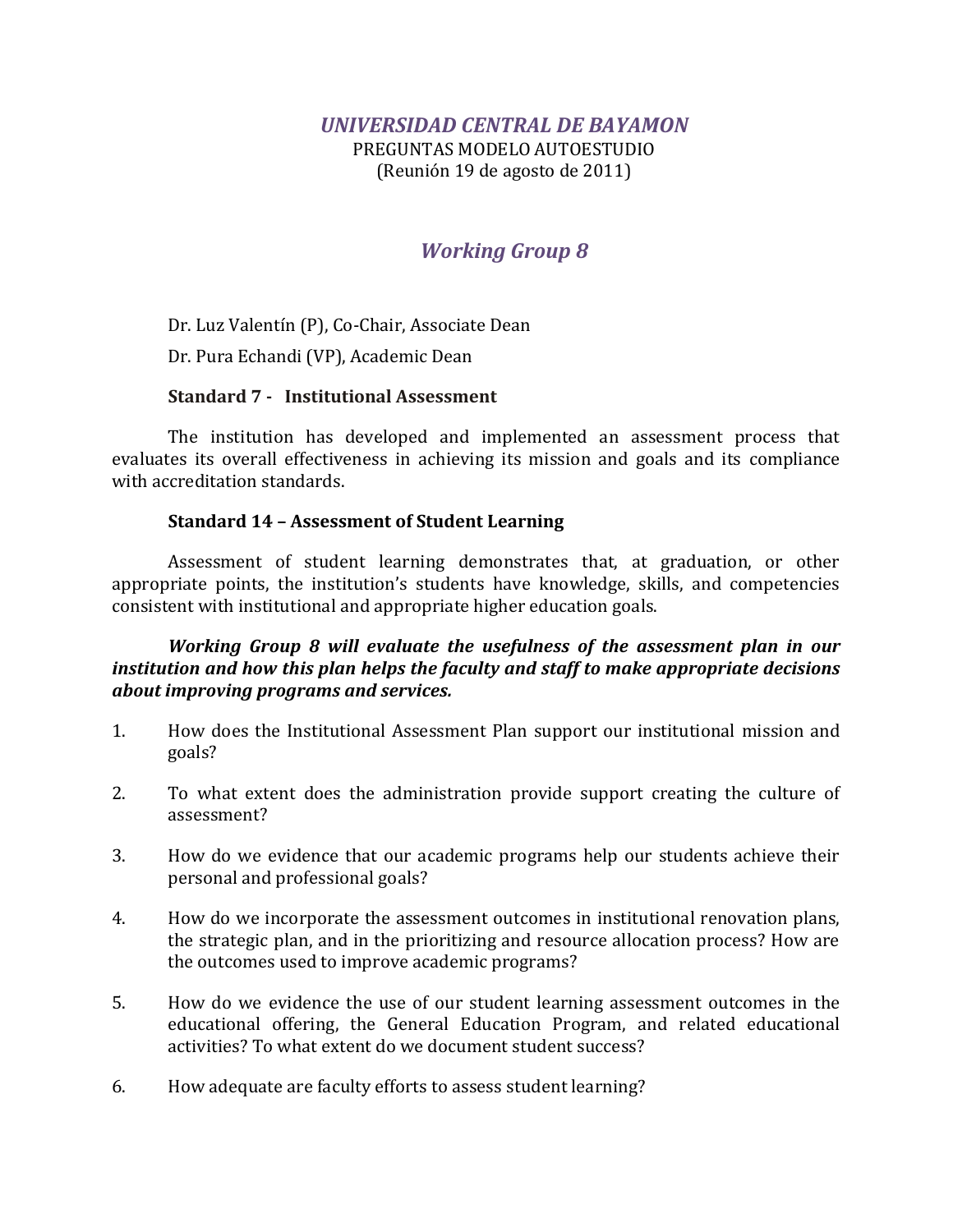# *UNIVERSIDAD CENTRAL DE BAYAMON*

PREGUNTAS MODELO AUTOESTUDIO
(Reunión 19 de agosto de 2011)

## *Working Group 8*

Dr. Luz Valentín (P), Co-Chair, Associate Dean

Dr. Pura Echandi (VP), Academic Dean

**Standard 7 - Institutional Assessment**

The institution has developed and implemented an assessment process that evaluates its overall effectiveness in achieving its mission and goals and its compliance with accreditation standards.

**Standard 14 – Assessment of Student Learning**

Assessment of student learning demonstrates that, at graduation, or other appropriate points, the institution's students have knowledge, skills, and competencies consistent with institutional and appropriate higher education goals.

***Working Group 8 will evaluate the usefulness of the assessment plan in our institution and how this plan helps the faculty and staff to make appropriate decisions about improving programs and services.***

1. How does the Institutional Assessment Plan support our institutional mission and goals?
2. To what extent does the administration provide support creating the culture of assessment?
3. How do we evidence that our academic programs help our students achieve their personal and professional goals?
4. How do we incorporate the assessment outcomes in institutional renovation plans, the strategic plan, and in the prioritizing and resource allocation process? How are the outcomes used to improve academic programs?
5. How do we evidence the use of our student learning assessment outcomes in the educational offering, the General Education Program, and related educational activities? To what extent do we document student success?
6. How adequate are faculty efforts to assess student learning?